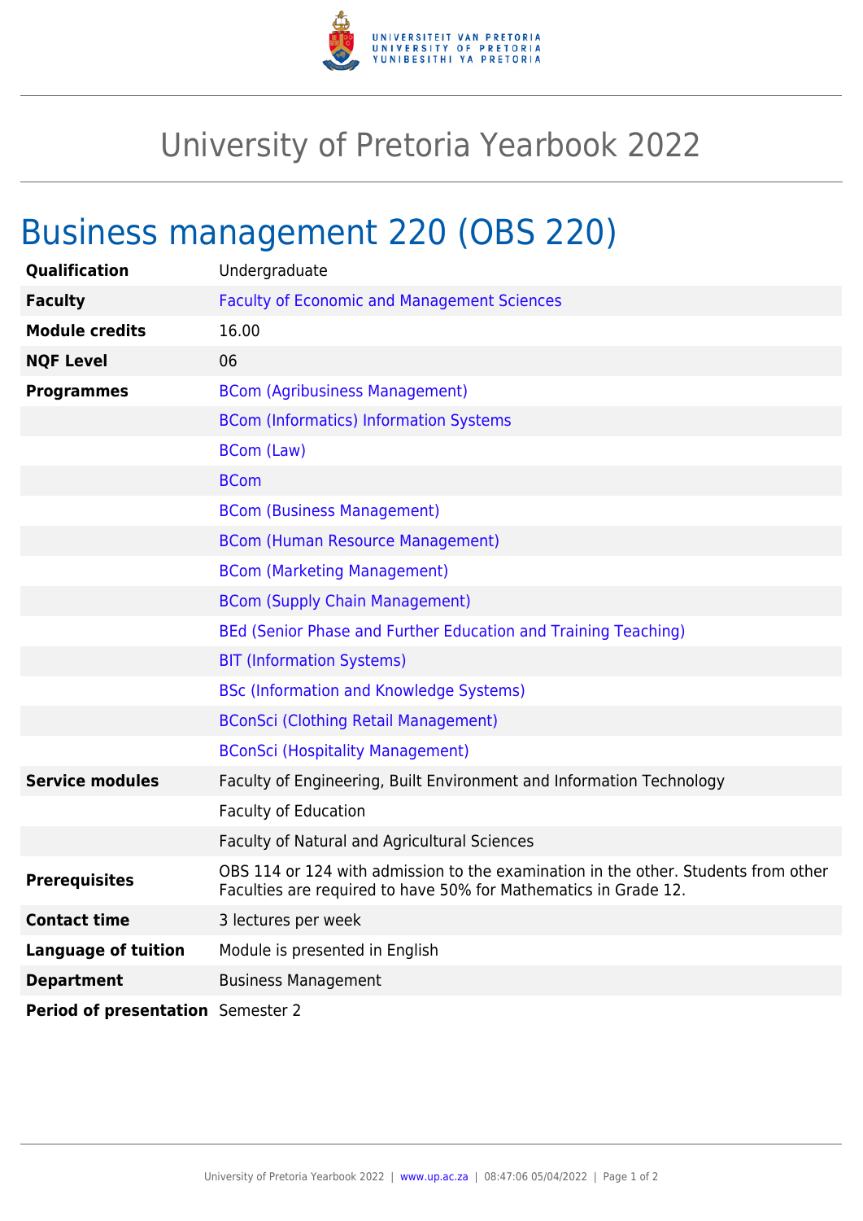# University of Pretoria Yearbook 2022

## Business management 220 (OBS 220)

| | |
|---|---|
| **Qualification** | Undergraduate |
| **Faculty** | Faculty of Economic and Management Sciences |
| **Module credits** | 16.00 |
| **NQF Level** | 06 |
| **Programmes** | BCom (Agribusiness Management) |
| | BCom (Informatics) Information Systems |
| | BCom (Law) |
| | BCom |
| | BCom (Business Management) |
| | BCom (Human Resource Management) |
| | BCom (Marketing Management) |
| | BCom (Supply Chain Management) |
| | BEd (Senior Phase and Further Education and Training Teaching) |
| | BIT (Information Systems) |
| | BSc (Information and Knowledge Systems) |
| | BConSci (Clothing Retail Management) |
| | BConSci (Hospitality Management) |
| **Service modules** | Faculty of Engineering, Built Environment and Information Technology |
| | Faculty of Education |
| | Faculty of Natural and Agricultural Sciences |
| **Prerequisites** | OBS 114 or 124 with admission to the examination in the other. Students from other Faculties are required to have 50% for Mathematics in Grade 12. |
| **Contact time** | 3 lectures per week |
| **Language of tuition** | Module is presented in English |
| **Department** | Business Management |
| **Period of presentation** | Semester 2 |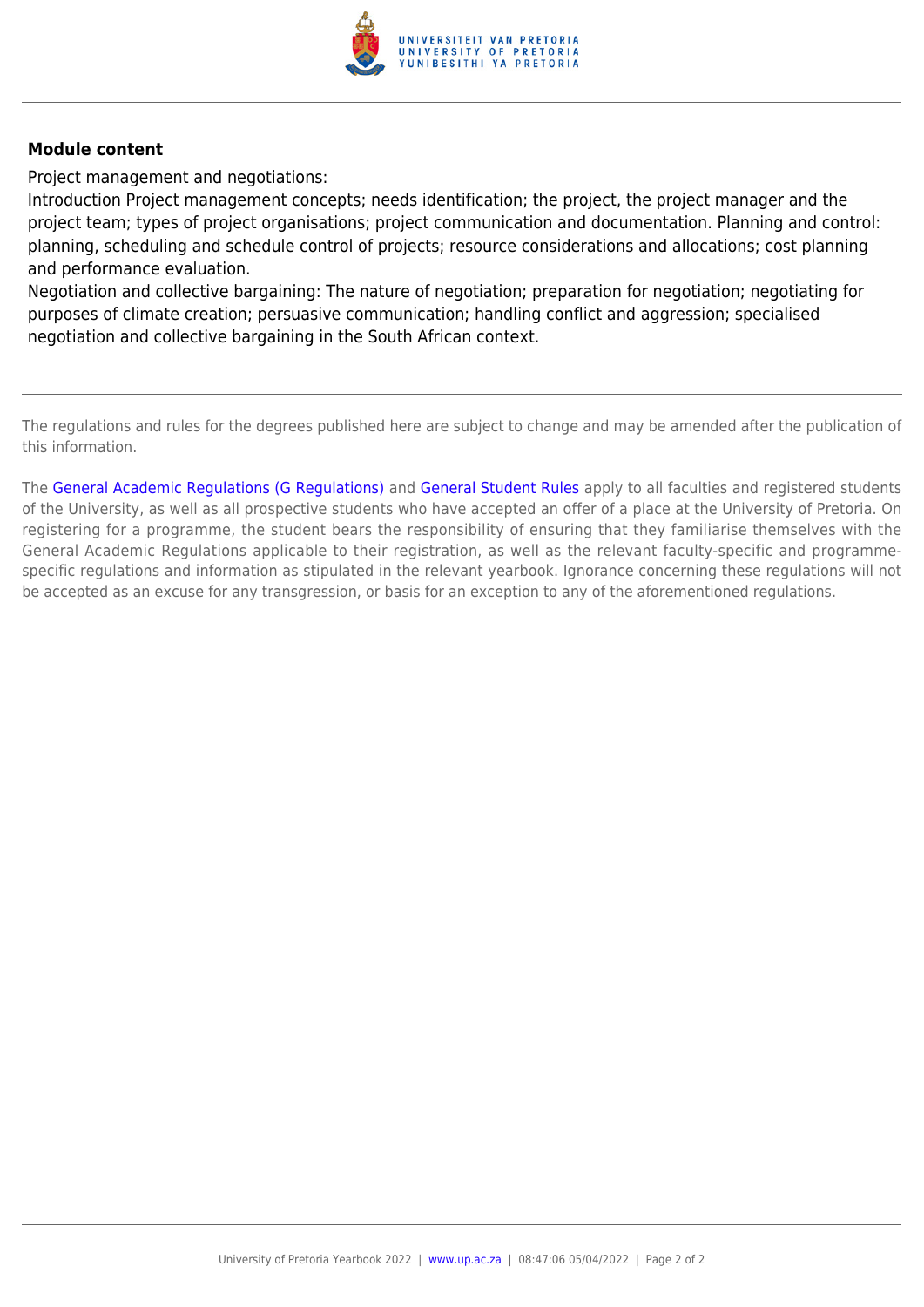**Module content**

Project management and negotiations:

Introduction Project management concepts; needs identification; the project, the project manager and the project team; types of project organisations; project communication and documentation. Planning and control: planning, scheduling and schedule control of projects; resource considerations and allocations; cost planning and performance evaluation.

Negotiation and collective bargaining: The nature of negotiation; preparation for negotiation; negotiating for purposes of climate creation; persuasive communication; handling conflict and aggression; specialised negotiation and collective bargaining in the South African context.

---

The regulations and rules for the degrees published here are subject to change and may be amended after the publication of this information.

The General Academic Regulations (G Regulations) and General Student Rules apply to all faculties and registered students of the University, as well as all prospective students who have accepted an offer of a place at the University of Pretoria. On registering for a programme, the student bears the responsibility of ensuring that they familiarise themselves with the General Academic Regulations applicable to their registration, as well as the relevant faculty-specific and programme-specific regulations and information as stipulated in the relevant yearbook. Ignorance concerning these regulations will not be accepted as an excuse for any transgression, or basis for an exception to any of the aforementioned regulations.